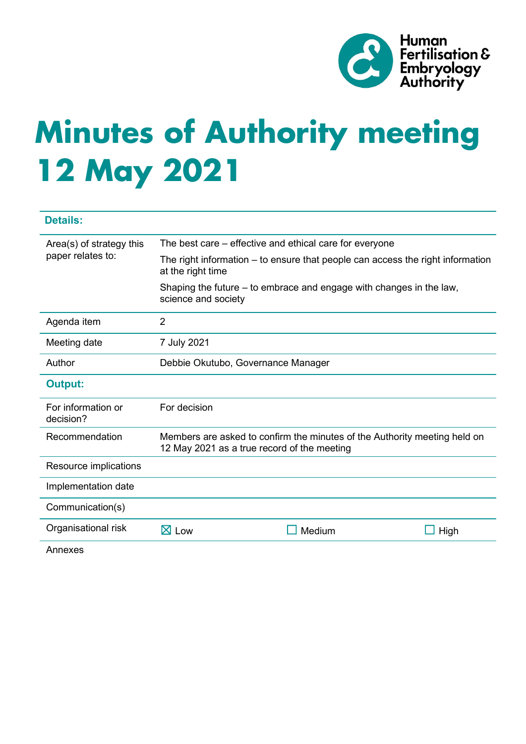Human Fertilisation & Embryology Authority

# Minutes of Authority meeting 12 May 2021

| **Details:** | | | |
|---|---|---|---|
| Area(s) of strategy this paper relates to: | The best care – effective and ethical care for everyone<br><br>The right information – to ensure that people can access the right information at the right time<br><br>Shaping the future – to embrace and engage with changes in the law, science and society | | |
| Agenda item | 2 | | |
| Meeting date | 7 July 2021 | | |
| Author | Debbie Okutubo, Governance Manager | | |
| **Output:** | | | |
| For information or decision? | For decision | | |
| Recommendation | Members are asked to confirm the minutes of the Authority meeting held on 12 May 2021 as a true record of the meeting | | |
| Resource implications | | | |
| Implementation date | | | |
| Communication(s) | | | |
| Organisational risk | ☒ Low | ☐ Medium | ☐ High |
| Annexes | | | |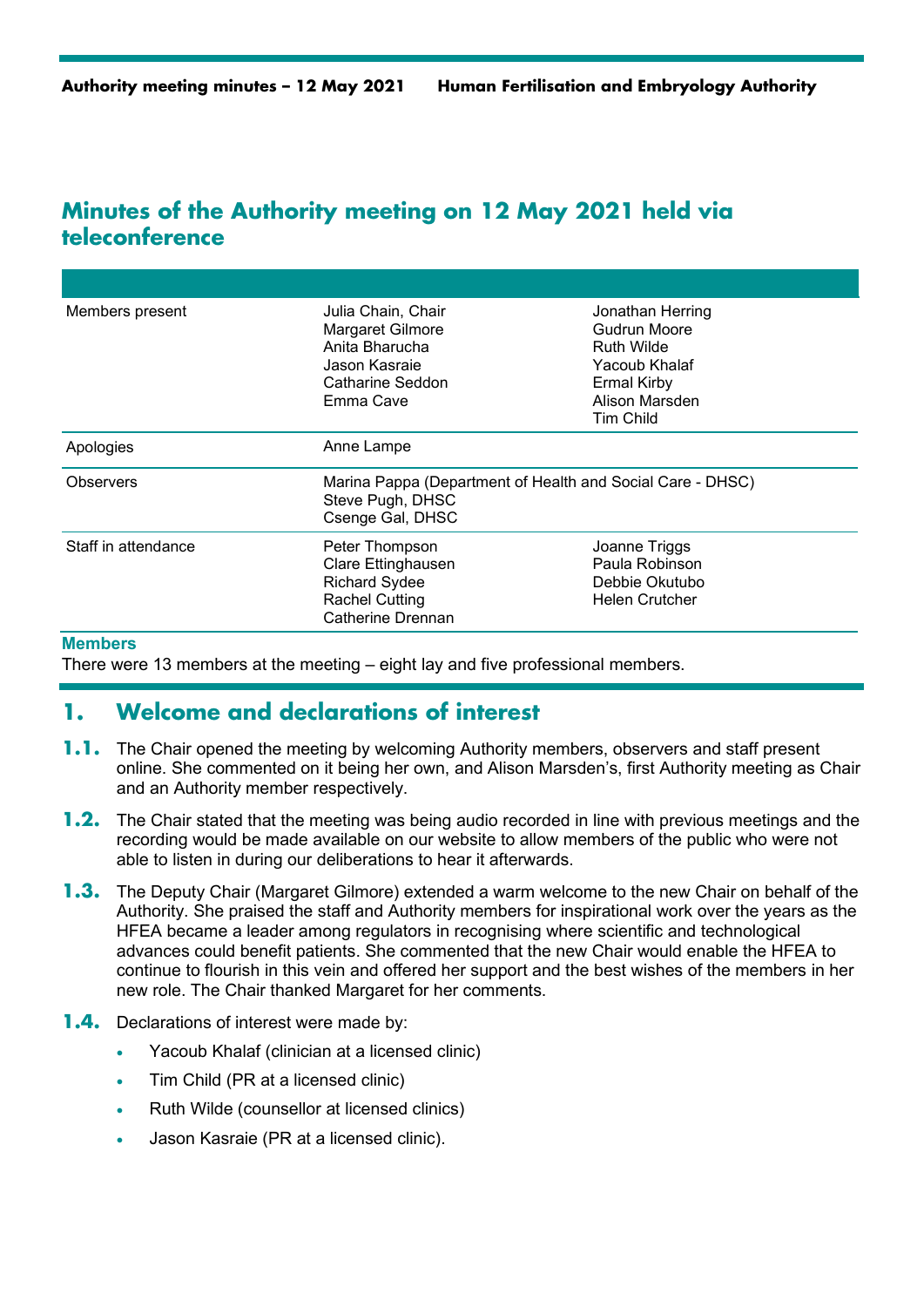## Minutes of the Authority meeting on 12 May 2021 held via teleconference

| | | |
|---|---|---|
| Members present | Julia Chain, Chair<br>Margaret Gilmore<br>Anita Bharucha<br>Jason Kasraie<br>Catharine Seddon<br>Emma Cave | Jonathan Herring<br>Gudrun Moore<br>Ruth Wilde<br>Yacoub Khalaf<br>Ermal Kirby<br>Alison Marsden<br>Tim Child |
| Apologies | Anne Lampe | |
| Observers | Marina Pappa (Department of Health and Social Care - DHSC)<br>Steve Pugh, DHSC<br>Csenge Gal, DHSC | |
| Staff in attendance | Peter Thompson<br>Clare Ettinghausen<br>Richard Sydee<br>Rachel Cutting<br>Catherine Drennan | Joanne Triggs<br>Paula Robinson<br>Debbie Okutubo<br>Helen Crutcher |

**Members**

There were 13 members at the meeting – eight lay and five professional members.

## 1. Welcome and declarations of interest

**1.1.** The Chair opened the meeting by welcoming Authority members, observers and staff present online. She commented on it being her own, and Alison Marsden's, first Authority meeting as Chair and an Authority member respectively.

**1.2.** The Chair stated that the meeting was being audio recorded in line with previous meetings and the recording would be made available on our website to allow members of the public who were not able to listen in during our deliberations to hear it afterwards.

**1.3.** The Deputy Chair (Margaret Gilmore) extended a warm welcome to the new Chair on behalf of the Authority. She praised the staff and Authority members for inspirational work over the years as the HFEA became a leader among regulators in recognising where scientific and technological advances could benefit patients. She commented that the new Chair would enable the HFEA to continue to flourish in this vein and offered her support and the best wishes of the members in her new role. The Chair thanked Margaret for her comments.

**1.4.** Declarations of interest were made by:

- Yacoub Khalaf (clinician at a licensed clinic)
- Tim Child (PR at a licensed clinic)
- Ruth Wilde (counsellor at licensed clinics)
- Jason Kasraie (PR at a licensed clinic).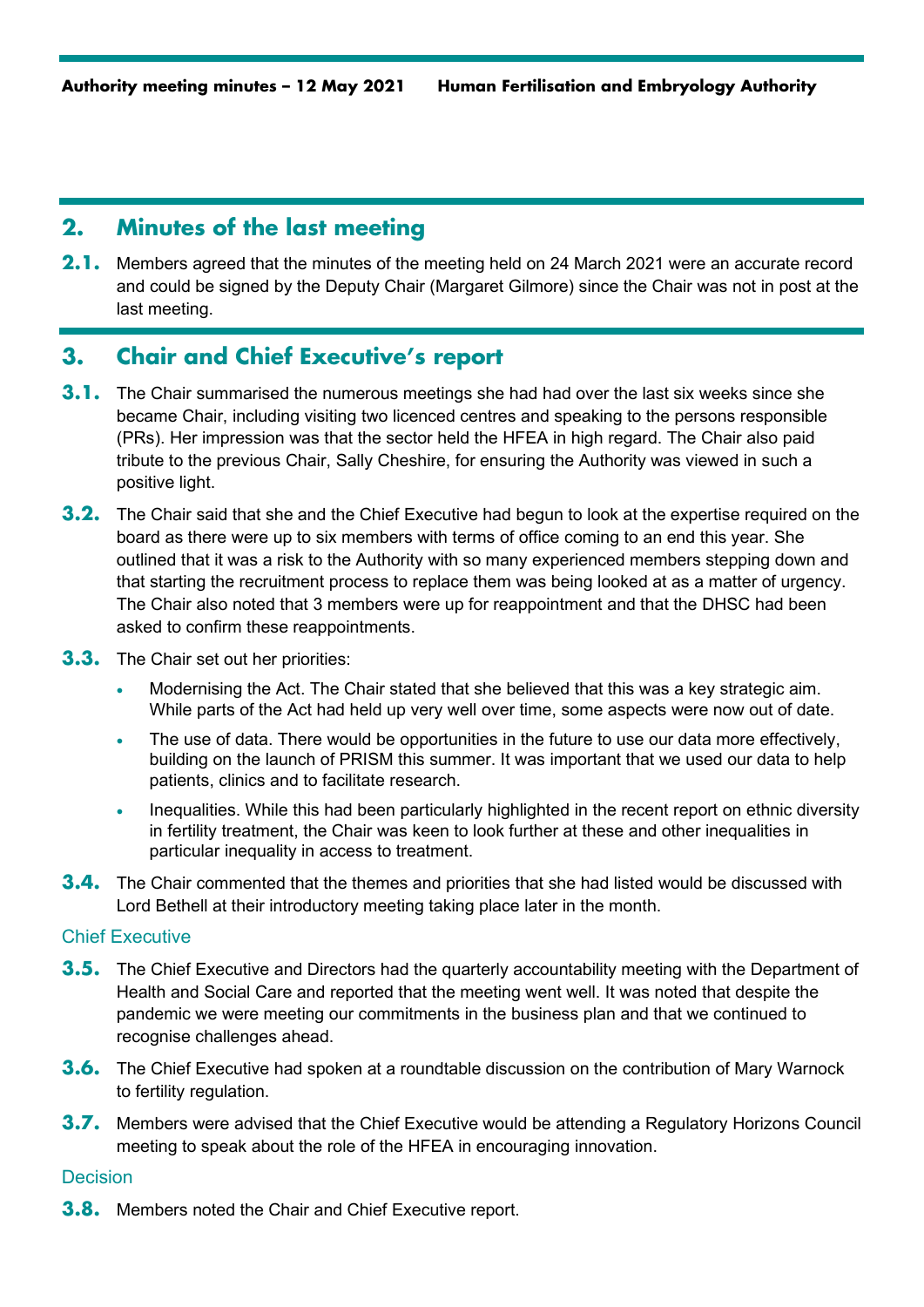## 2. Minutes of the last meeting

**2.1.** Members agreed that the minutes of the meeting held on 24 March 2021 were an accurate record and could be signed by the Deputy Chair (Margaret Gilmore) since the Chair was not in post at the last meeting.

## 3. Chair and Chief Executive's report

**3.1.** The Chair summarised the numerous meetings she had had over the last six weeks since she became Chair, including visiting two licenced centres and speaking to the persons responsible (PRs). Her impression was that the sector held the HFEA in high regard. The Chair also paid tribute to the previous Chair, Sally Cheshire, for ensuring the Authority was viewed in such a positive light.

**3.2.** The Chair said that she and the Chief Executive had begun to look at the expertise required on the board as there were up to six members with terms of office coming to an end this year. She outlined that it was a risk to the Authority with so many experienced members stepping down and that starting the recruitment process to replace them was being looked at as a matter of urgency. The Chair also noted that 3 members were up for reappointment and that the DHSC had been asked to confirm these reappointments.

**3.3.** The Chair set out her priorities:

- Modernising the Act. The Chair stated that she believed that this was a key strategic aim. While parts of the Act had held up very well over time, some aspects were now out of date.
- The use of data. There would be opportunities in the future to use our data more effectively, building on the launch of PRISM this summer. It was important that we used our data to help patients, clinics and to facilitate research.
- Inequalities. While this had been particularly highlighted in the recent report on ethnic diversity in fertility treatment, the Chair was keen to look further at these and other inequalities in particular inequality in access to treatment.

**3.4.** The Chair commented that the themes and priorities that she had listed would be discussed with Lord Bethell at their introductory meeting taking place later in the month.

### Chief Executive

**3.5.** The Chief Executive and Directors had the quarterly accountability meeting with the Department of Health and Social Care and reported that the meeting went well. It was noted that despite the pandemic we were meeting our commitments in the business plan and that we continued to recognise challenges ahead.

**3.6.** The Chief Executive had spoken at a roundtable discussion on the contribution of Mary Warnock to fertility regulation.

**3.7.** Members were advised that the Chief Executive would be attending a Regulatory Horizons Council meeting to speak about the role of the HFEA in encouraging innovation.

### Decision

**3.8.** Members noted the Chair and Chief Executive report.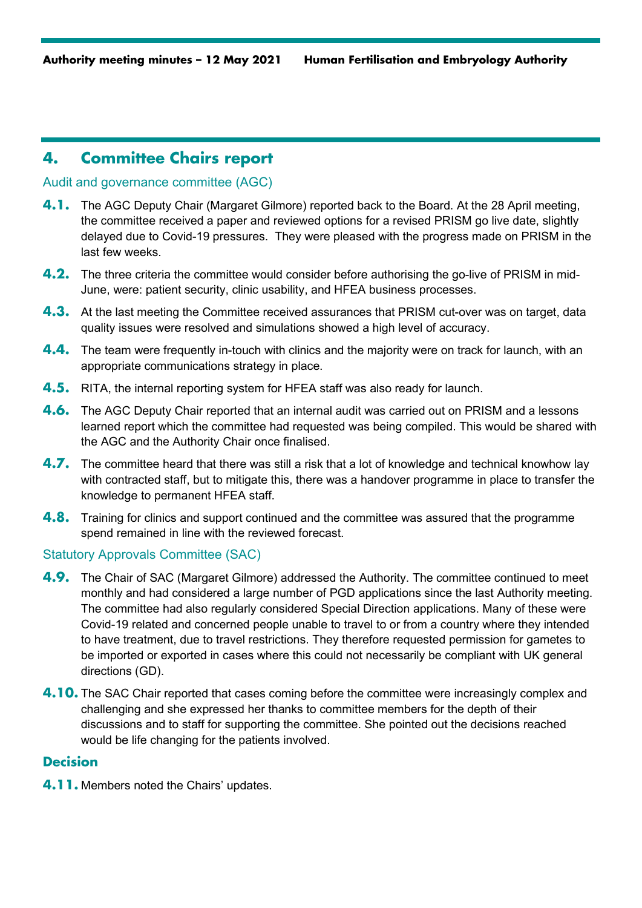## 4. Committee Chairs report

### Audit and governance committee (AGC)

**4.1.** The AGC Deputy Chair (Margaret Gilmore) reported back to the Board. At the 28 April meeting, the committee received a paper and reviewed options for a revised PRISM go live date, slightly delayed due to Covid-19 pressures. They were pleased with the progress made on PRISM in the last few weeks.

**4.2.** The three criteria the committee would consider before authorising the go-live of PRISM in mid-June, were: patient security, clinic usability, and HFEA business processes.

**4.3.** At the last meeting the Committee received assurances that PRISM cut-over was on target, data quality issues were resolved and simulations showed a high level of accuracy.

**4.4.** The team were frequently in-touch with clinics and the majority were on track for launch, with an appropriate communications strategy in place.

**4.5.** RITA, the internal reporting system for HFEA staff was also ready for launch.

**4.6.** The AGC Deputy Chair reported that an internal audit was carried out on PRISM and a lessons learned report which the committee had requested was being compiled. This would be shared with the AGC and the Authority Chair once finalised.

**4.7.** The committee heard that there was still a risk that a lot of knowledge and technical knowhow lay with contracted staff, but to mitigate this, there was a handover programme in place to transfer the knowledge to permanent HFEA staff.

**4.8.** Training for clinics and support continued and the committee was assured that the programme spend remained in line with the reviewed forecast.

### Statutory Approvals Committee (SAC)

**4.9.** The Chair of SAC (Margaret Gilmore) addressed the Authority. The committee continued to meet monthly and had considered a large number of PGD applications since the last Authority meeting. The committee had also regularly considered Special Direction applications. Many of these were Covid-19 related and concerned people unable to travel to or from a country where they intended to have treatment, due to travel restrictions. They therefore requested permission for gametes to be imported or exported in cases where this could not necessarily be compliant with UK general directions (GD).

**4.10.** The SAC Chair reported that cases coming before the committee were increasingly complex and challenging and she expressed her thanks to committee members for the depth of their discussions and to staff for supporting the committee. She pointed out the decisions reached would be life changing for the patients involved.

### Decision

**4.11.** Members noted the Chairs' updates.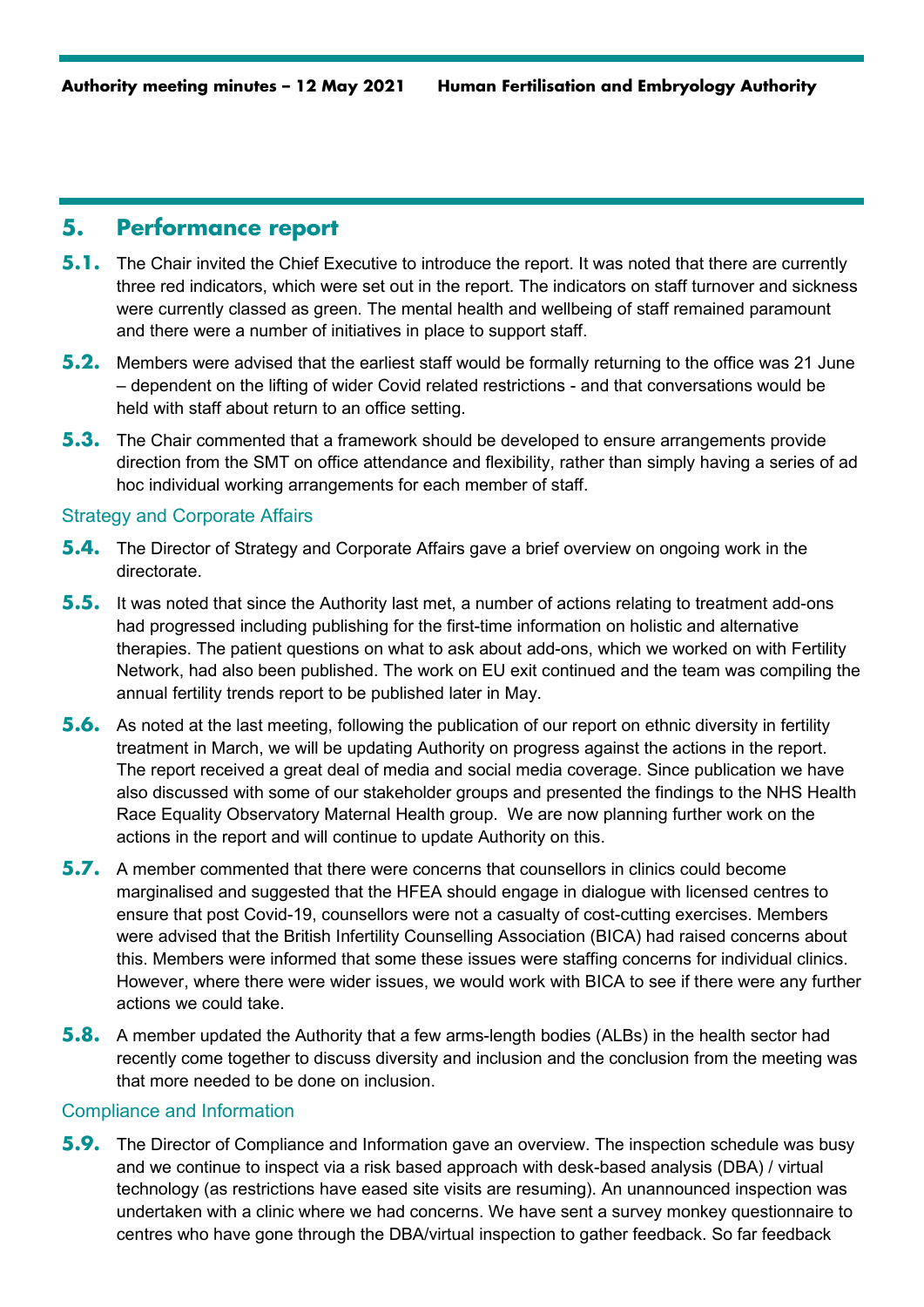## 5. Performance report

**5.1.** The Chair invited the Chief Executive to introduce the report. It was noted that there are currently three red indicators, which were set out in the report. The indicators on staff turnover and sickness were currently classed as green. The mental health and wellbeing of staff remained paramount and there were a number of initiatives in place to support staff.

**5.2.** Members were advised that the earliest staff would be formally returning to the office was 21 June – dependent on the lifting of wider Covid related restrictions - and that conversations would be held with staff about return to an office setting.

**5.3.** The Chair commented that a framework should be developed to ensure arrangements provide direction from the SMT on office attendance and flexibility, rather than simply having a series of ad hoc individual working arrangements for each member of staff.

### Strategy and Corporate Affairs

**5.4.** The Director of Strategy and Corporate Affairs gave a brief overview on ongoing work in the directorate.

**5.5.** It was noted that since the Authority last met, a number of actions relating to treatment add-ons had progressed including publishing for the first-time information on holistic and alternative therapies. The patient questions on what to ask about add-ons, which we worked on with Fertility Network, had also been published. The work on EU exit continued and the team was compiling the annual fertility trends report to be published later in May.

**5.6.** As noted at the last meeting, following the publication of our report on ethnic diversity in fertility treatment in March, we will be updating Authority on progress against the actions in the report. The report received a great deal of media and social media coverage. Since publication we have also discussed with some of our stakeholder groups and presented the findings to the NHS Health Race Equality Observatory Maternal Health group. We are now planning further work on the actions in the report and will continue to update Authority on this.

**5.7.** A member commented that there were concerns that counsellors in clinics could become marginalised and suggested that the HFEA should engage in dialogue with licensed centres to ensure that post Covid-19, counsellors were not a casualty of cost-cutting exercises. Members were advised that the British Infertility Counselling Association (BICA) had raised concerns about this. Members were informed that some these issues were staffing concerns for individual clinics. However, where there were wider issues, we would work with BICA to see if there were any further actions we could take.

**5.8.** A member updated the Authority that a few arms-length bodies (ALBs) in the health sector had recently come together to discuss diversity and inclusion and the conclusion from the meeting was that more needed to be done on inclusion.

### Compliance and Information

**5.9.** The Director of Compliance and Information gave an overview. The inspection schedule was busy and we continue to inspect via a risk based approach with desk-based analysis (DBA) / virtual technology (as restrictions have eased site visits are resuming). An unannounced inspection was undertaken with a clinic where we had concerns. We have sent a survey monkey questionnaire to centres who have gone through the DBA/virtual inspection to gather feedback. So far feedback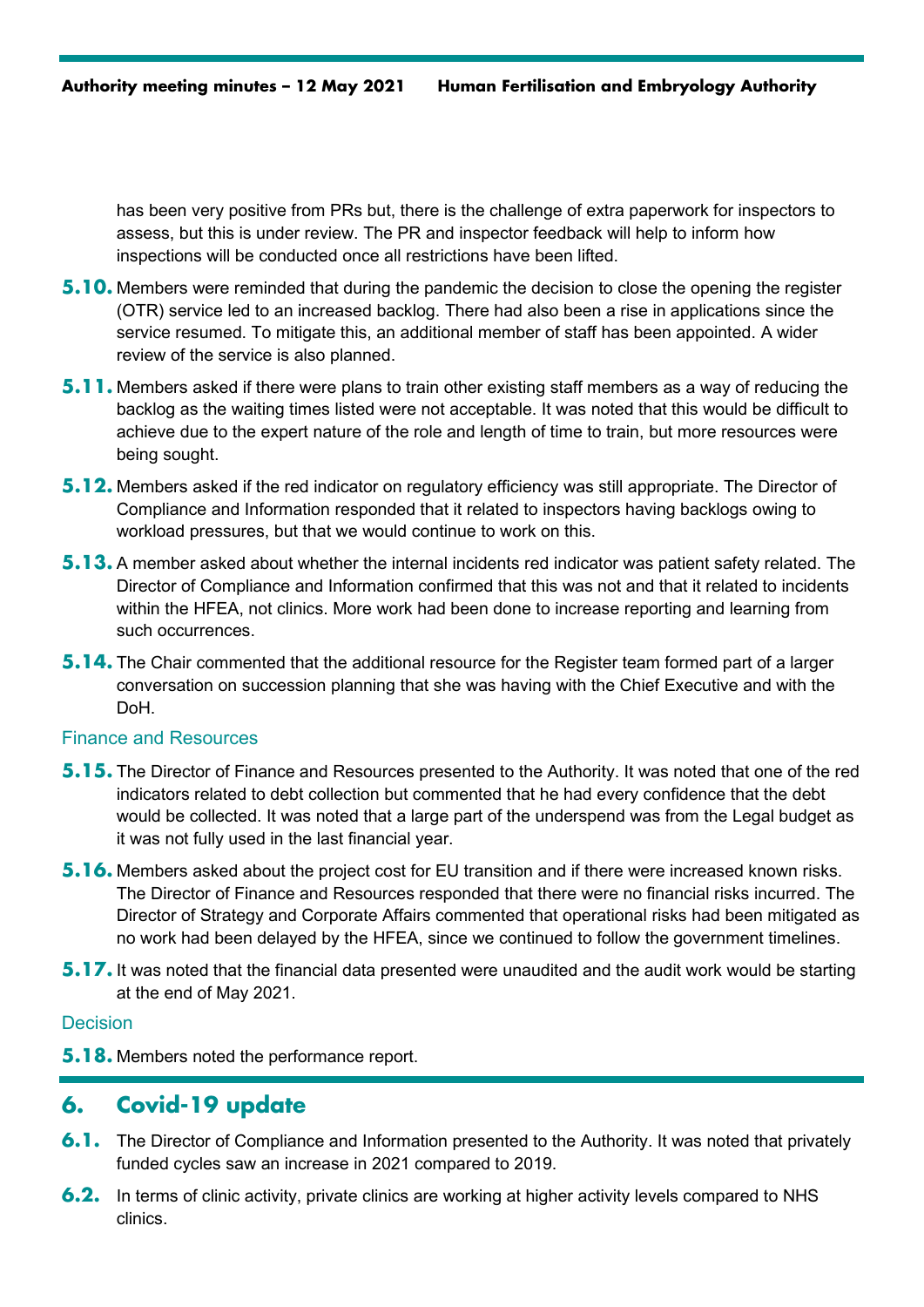has been very positive from PRs but, there is the challenge of extra paperwork for inspectors to assess, but this is under review. The PR and inspector feedback will help to inform how inspections will be conducted once all restrictions have been lifted.

**5.10.** Members were reminded that during the pandemic the decision to close the opening the register (OTR) service led to an increased backlog. There had also been a rise in applications since the service resumed. To mitigate this, an additional member of staff has been appointed. A wider review of the service is also planned.

**5.11.** Members asked if there were plans to train other existing staff members as a way of reducing the backlog as the waiting times listed were not acceptable. It was noted that this would be difficult to achieve due to the expert nature of the role and length of time to train, but more resources were being sought.

**5.12.** Members asked if the red indicator on regulatory efficiency was still appropriate. The Director of Compliance and Information responded that it related to inspectors having backlogs owing to workload pressures, but that we would continue to work on this.

**5.13.** A member asked about whether the internal incidents red indicator was patient safety related. The Director of Compliance and Information confirmed that this was not and that it related to incidents within the HFEA, not clinics. More work had been done to increase reporting and learning from such occurrences.

**5.14.** The Chair commented that the additional resource for the Register team formed part of a larger conversation on succession planning that she was having with the Chief Executive and with the DoH.

### Finance and Resources

**5.15.** The Director of Finance and Resources presented to the Authority. It was noted that one of the red indicators related to debt collection but commented that he had every confidence that the debt would be collected. It was noted that a large part of the underspend was from the Legal budget as it was not fully used in the last financial year.

**5.16.** Members asked about the project cost for EU transition and if there were increased known risks. The Director of Finance and Resources responded that there were no financial risks incurred. The Director of Strategy and Corporate Affairs commented that operational risks had been mitigated as no work had been delayed by the HFEA, since we continued to follow the government timelines.

**5.17.** It was noted that the financial data presented were unaudited and the audit work would be starting at the end of May 2021.

### Decision

**5.18.** Members noted the performance report.

## 6. Covid-19 update

**6.1.** The Director of Compliance and Information presented to the Authority. It was noted that privately funded cycles saw an increase in 2021 compared to 2019.

**6.2.** In terms of clinic activity, private clinics are working at higher activity levels compared to NHS clinics.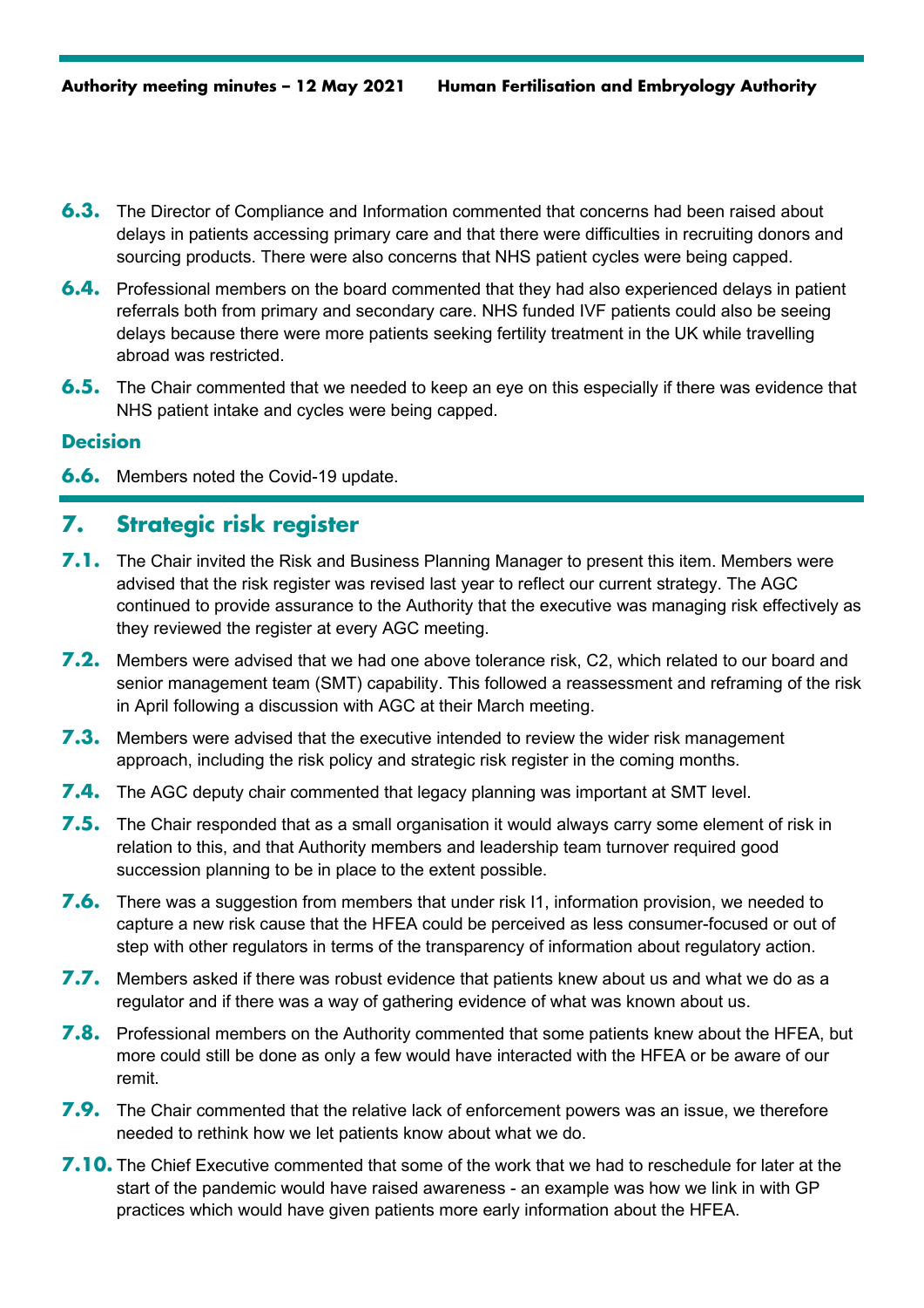**6.3.** The Director of Compliance and Information commented that concerns had been raised about delays in patients accessing primary care and that there were difficulties in recruiting donors and sourcing products. There were also concerns that NHS patient cycles were being capped.

**6.4.** Professional members on the board commented that they had also experienced delays in patient referrals both from primary and secondary care. NHS funded IVF patients could also be seeing delays because there were more patients seeking fertility treatment in the UK while travelling abroad was restricted.

**6.5.** The Chair commented that we needed to keep an eye on this especially if there was evidence that NHS patient intake and cycles were being capped.

### Decision

**6.6.** Members noted the Covid-19 update.

## 7. Strategic risk register

**7.1.** The Chair invited the Risk and Business Planning Manager to present this item. Members were advised that the risk register was revised last year to reflect our current strategy. The AGC continued to provide assurance to the Authority that the executive was managing risk effectively as they reviewed the register at every AGC meeting.

**7.2.** Members were advised that we had one above tolerance risk, C2, which related to our board and senior management team (SMT) capability. This followed a reassessment and reframing of the risk in April following a discussion with AGC at their March meeting.

**7.3.** Members were advised that the executive intended to review the wider risk management approach, including the risk policy and strategic risk register in the coming months.

**7.4.** The AGC deputy chair commented that legacy planning was important at SMT level.

**7.5.** The Chair responded that as a small organisation it would always carry some element of risk in relation to this, and that Authority members and leadership team turnover required good succession planning to be in place to the extent possible.

**7.6.** There was a suggestion from members that under risk I1, information provision, we needed to capture a new risk cause that the HFEA could be perceived as less consumer-focused or out of step with other regulators in terms of the transparency of information about regulatory action.

**7.7.** Members asked if there was robust evidence that patients knew about us and what we do as a regulator and if there was a way of gathering evidence of what was known about us.

**7.8.** Professional members on the Authority commented that some patients knew about the HFEA, but more could still be done as only a few would have interacted with the HFEA or be aware of our remit.

**7.9.** The Chair commented that the relative lack of enforcement powers was an issue, we therefore needed to rethink how we let patients know about what we do.

**7.10.** The Chief Executive commented that some of the work that we had to reschedule for later at the start of the pandemic would have raised awareness - an example was how we link in with GP practices which would have given patients more early information about the HFEA.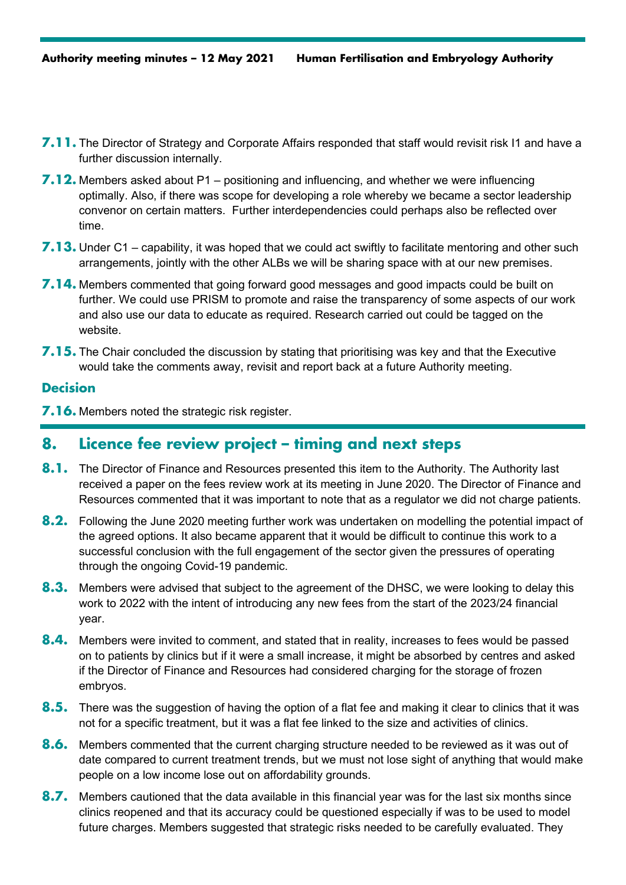**7.11.** The Director of Strategy and Corporate Affairs responded that staff would revisit risk I1 and have a further discussion internally.

**7.12.** Members asked about P1 – positioning and influencing, and whether we were influencing optimally. Also, if there was scope for developing a role whereby we became a sector leadership convenor on certain matters. Further interdependencies could perhaps also be reflected over time.

**7.13.** Under C1 – capability, it was hoped that we could act swiftly to facilitate mentoring and other such arrangements, jointly with the other ALBs we will be sharing space with at our new premises.

**7.14.** Members commented that going forward good messages and good impacts could be built on further. We could use PRISM to promote and raise the transparency of some aspects of our work and also use our data to educate as required. Research carried out could be tagged on the website.

**7.15.** The Chair concluded the discussion by stating that prioritising was key and that the Executive would take the comments away, revisit and report back at a future Authority meeting.

### Decision

**7.16.** Members noted the strategic risk register.

## 8. Licence fee review project – timing and next steps

**8.1.** The Director of Finance and Resources presented this item to the Authority. The Authority last received a paper on the fees review work at its meeting in June 2020. The Director of Finance and Resources commented that it was important to note that as a regulator we did not charge patients.

**8.2.** Following the June 2020 meeting further work was undertaken on modelling the potential impact of the agreed options. It also became apparent that it would be difficult to continue this work to a successful conclusion with the full engagement of the sector given the pressures of operating through the ongoing Covid-19 pandemic.

**8.3.** Members were advised that subject to the agreement of the DHSC, we were looking to delay this work to 2022 with the intent of introducing any new fees from the start of the 2023/24 financial year.

**8.4.** Members were invited to comment, and stated that in reality, increases to fees would be passed on to patients by clinics but if it were a small increase, it might be absorbed by centres and asked if the Director of Finance and Resources had considered charging for the storage of frozen embryos.

**8.5.** There was the suggestion of having the option of a flat fee and making it clear to clinics that it was not for a specific treatment, but it was a flat fee linked to the size and activities of clinics.

**8.6.** Members commented that the current charging structure needed to be reviewed as it was out of date compared to current treatment trends, but we must not lose sight of anything that would make people on a low income lose out on affordability grounds.

**8.7.** Members cautioned that the data available in this financial year was for the last six months since clinics reopened and that its accuracy could be questioned especially if was to be used to model future charges. Members suggested that strategic risks needed to be carefully evaluated. They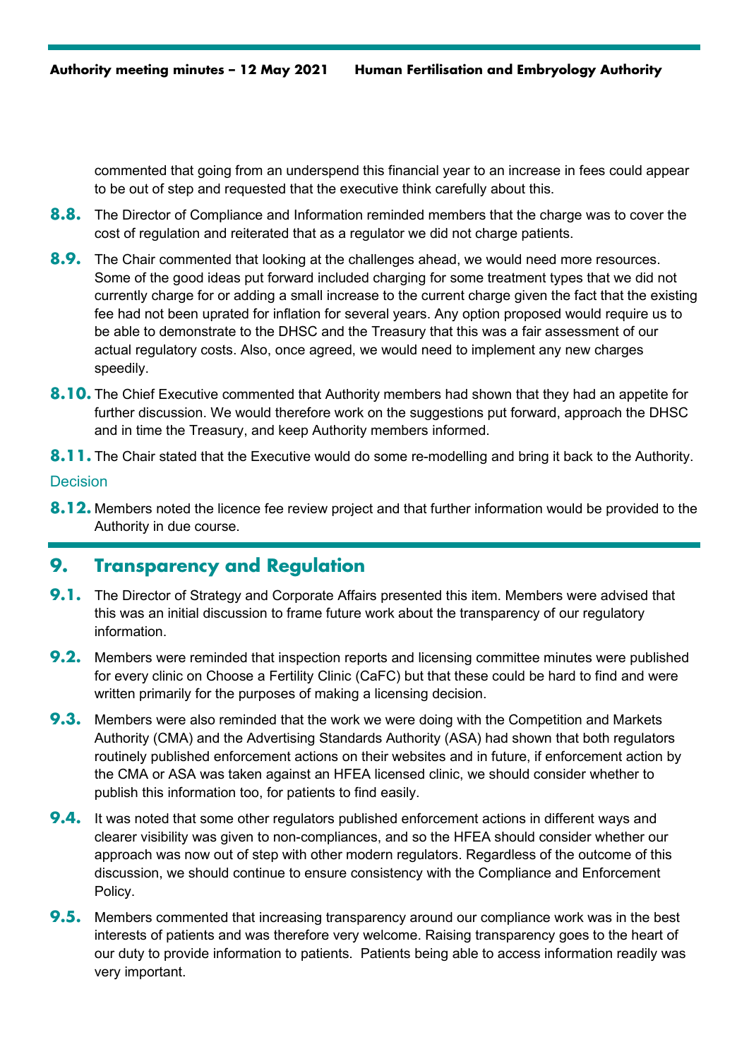commented that going from an underspend this financial year to an increase in fees could appear to be out of step and requested that the executive think carefully about this.

**8.8.** The Director of Compliance and Information reminded members that the charge was to cover the cost of regulation and reiterated that as a regulator we did not charge patients.

**8.9.** The Chair commented that looking at the challenges ahead, we would need more resources. Some of the good ideas put forward included charging for some treatment types that we did not currently charge for or adding a small increase to the current charge given the fact that the existing fee had not been uprated for inflation for several years. Any option proposed would require us to be able to demonstrate to the DHSC and the Treasury that this was a fair assessment of our actual regulatory costs. Also, once agreed, we would need to implement any new charges speedily.

**8.10.** The Chief Executive commented that Authority members had shown that they had an appetite for further discussion. We would therefore work on the suggestions put forward, approach the DHSC and in time the Treasury, and keep Authority members informed.

**8.11.** The Chair stated that the Executive would do some re-modelling and bring it back to the Authority.

### Decision

**8.12.** Members noted the licence fee review project and that further information would be provided to the Authority in due course.

## 9. Transparency and Regulation

**9.1.** The Director of Strategy and Corporate Affairs presented this item. Members were advised that this was an initial discussion to frame future work about the transparency of our regulatory information.

**9.2.** Members were reminded that inspection reports and licensing committee minutes were published for every clinic on Choose a Fertility Clinic (CaFC) but that these could be hard to find and were written primarily for the purposes of making a licensing decision.

**9.3.** Members were also reminded that the work we were doing with the Competition and Markets Authority (CMA) and the Advertising Standards Authority (ASA) had shown that both regulators routinely published enforcement actions on their websites and in future, if enforcement action by the CMA or ASA was taken against an HFEA licensed clinic, we should consider whether to publish this information too, for patients to find easily.

**9.4.** It was noted that some other regulators published enforcement actions in different ways and clearer visibility was given to non-compliances, and so the HFEA should consider whether our approach was now out of step with other modern regulators. Regardless of the outcome of this discussion, we should continue to ensure consistency with the Compliance and Enforcement Policy.

**9.5.** Members commented that increasing transparency around our compliance work was in the best interests of patients and was therefore very welcome. Raising transparency goes to the heart of our duty to provide information to patients. Patients being able to access information readily was very important.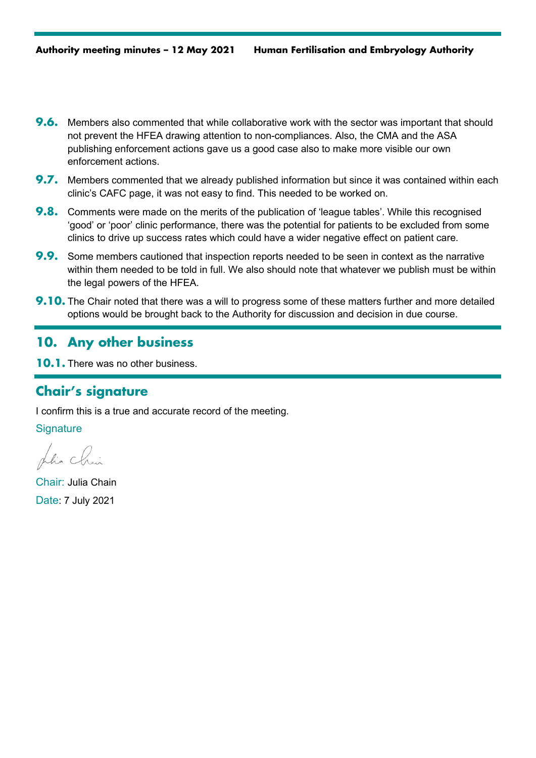**9.6.** Members also commented that while collaborative work with the sector was important that should not prevent the HFEA drawing attention to non-compliances. Also, the CMA and the ASA publishing enforcement actions gave us a good case also to make more visible our own enforcement actions.

**9.7.** Members commented that we already published information but since it was contained within each clinic's CAFC page, it was not easy to find. This needed to be worked on.

**9.8.** Comments were made on the merits of the publication of 'league tables'. While this recognised 'good' or 'poor' clinic performance, there was the potential for patients to be excluded from some clinics to drive up success rates which could have a wider negative effect on patient care.

**9.9.** Some members cautioned that inspection reports needed to be seen in context as the narrative within them needed to be told in full. We also should note that whatever we publish must be within the legal powers of the HFEA.

**9.10.** The Chair noted that there was a will to progress some of these matters further and more detailed options would be brought back to the Authority for discussion and decision in due course.

## 10. Any other business

**10.1.** There was no other business.

## Chair's signature

I confirm this is a true and accurate record of the meeting.

Signature

Chair: Julia Chain

Date: 7 July 2021